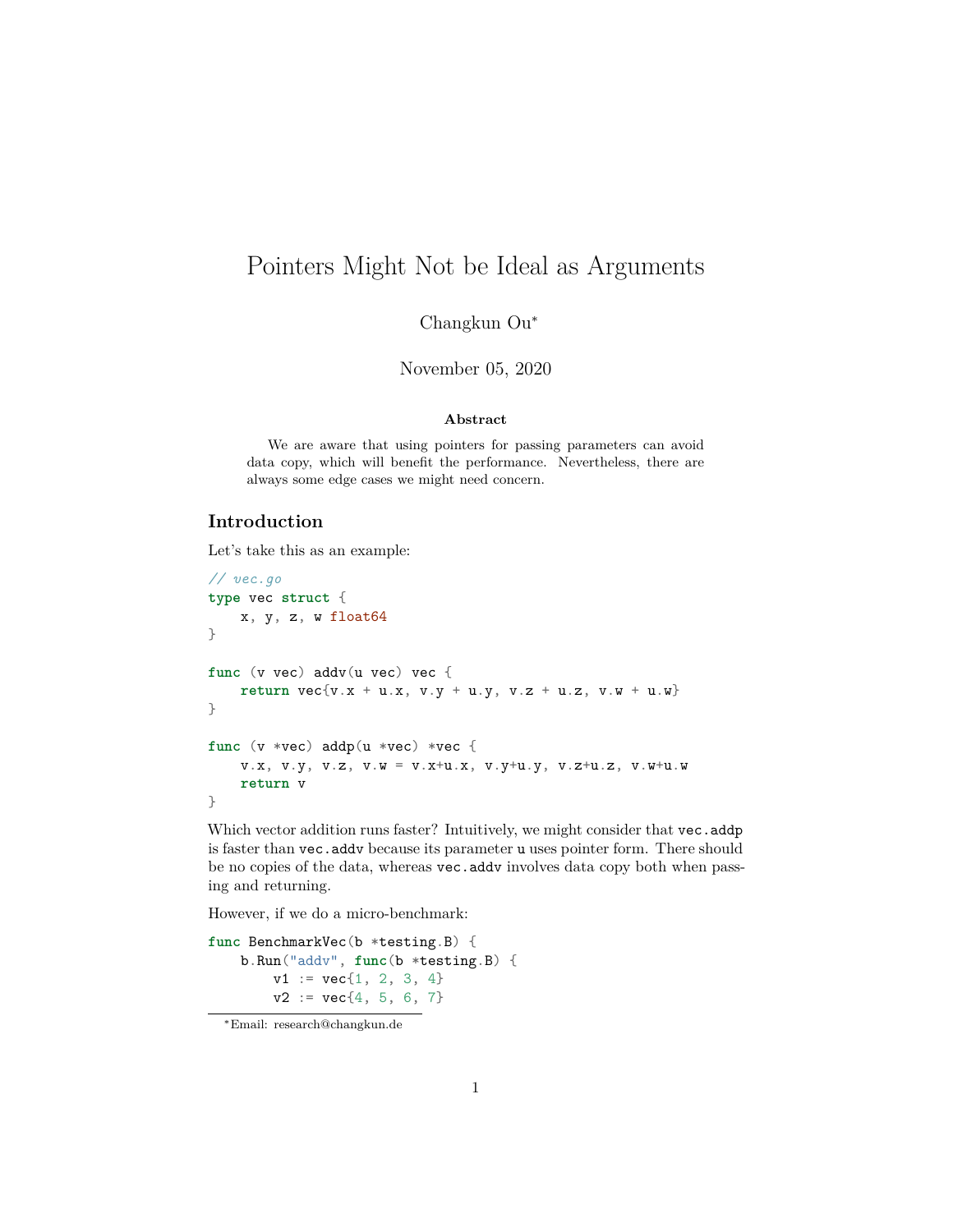# Pointers Might Not be Ideal as Arguments

Changkun Ou*

November 05, 2020

**Abstract**

We are aware that using pointers for passing parameters can avoid data copy, which will benefit the performance. Nevertheless, there are always some edge cases we might need concern.

## Introduction

Let's take this as an example:

```go
// vec.go
type vec struct {
    x, y, z, w float64
}

func (v vec) addv(u vec) vec {
    return vec{v.x + u.x, v.y + u.y, v.z + u.z, v.w + u.w}
}

func (v *vec) addp(u *vec) *vec {
    v.x, v.y, v.z, v.w = v.x+u.x, v.y+u.y, v.z+u.z, v.w+u.w
    return v
}
```

Which vector addition runs faster? Intuitively, we might consider that `vec.addp` is faster than `vec.addv` because its parameter `u` uses pointer form. There should be no copies of the data, whereas `vec.addv` involves data copy both when passing and returning.

However, if we do a micro-benchmark:

```go
func BenchmarkVec(b *testing.B) {
    b.Run("addv", func(b *testing.B) {
        v1 := vec{1, 2, 3, 4}
        v2 := vec{4, 5, 6, 7}
```

*Email: research@changkun.de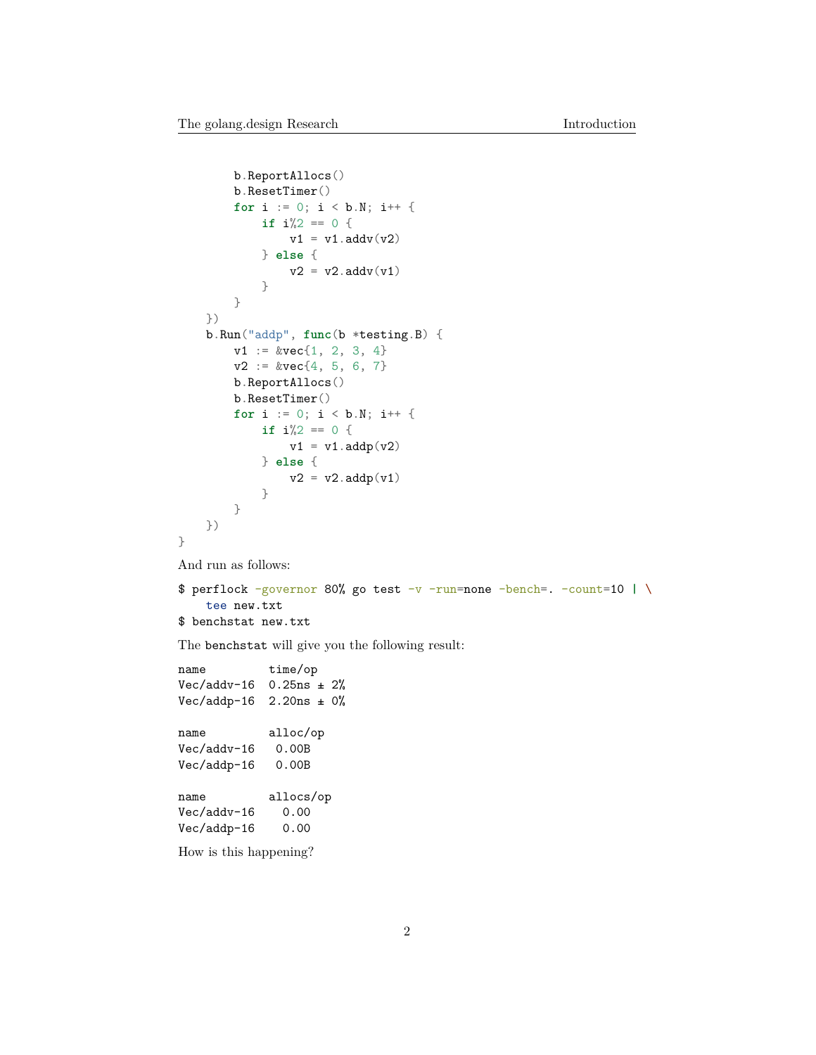```go
        b.ReportAllocs()
        b.ResetTimer()
        for i := 0; i < b.N; i++ {
            if i%2 == 0 {
                v1 = v1.addv(v2)
            } else {
                v2 = v2.addv(v1)
            }
        }
    })
    b.Run("addp", func(b *testing.B) {
        v1 := &vec{1, 2, 3, 4}
        v2 := &vec{4, 5, 6, 7}
        b.ReportAllocs()
        b.ResetTimer()
        for i := 0; i < b.N; i++ {
            if i%2 == 0 {
                v1 = v1.addp(v2)
            } else {
                v2 = v2.addp(v1)
            }
        }
    })
}
```

And run as follows:

```
$ perflock -governor 80% go test -v -run=none -bench=. -count=10 | \
    tee new.txt
$ benchstat new.txt
```

The `benchstat` will give you the following result:

```
name         time/op
Vec/addv-16  0.25ns ± 2%
Vec/addp-16  2.20ns ± 0%

name         alloc/op
Vec/addv-16   0.00B
Vec/addp-16   0.00B

name         allocs/op
Vec/addv-16    0.00
Vec/addp-16    0.00
```

How is this happening?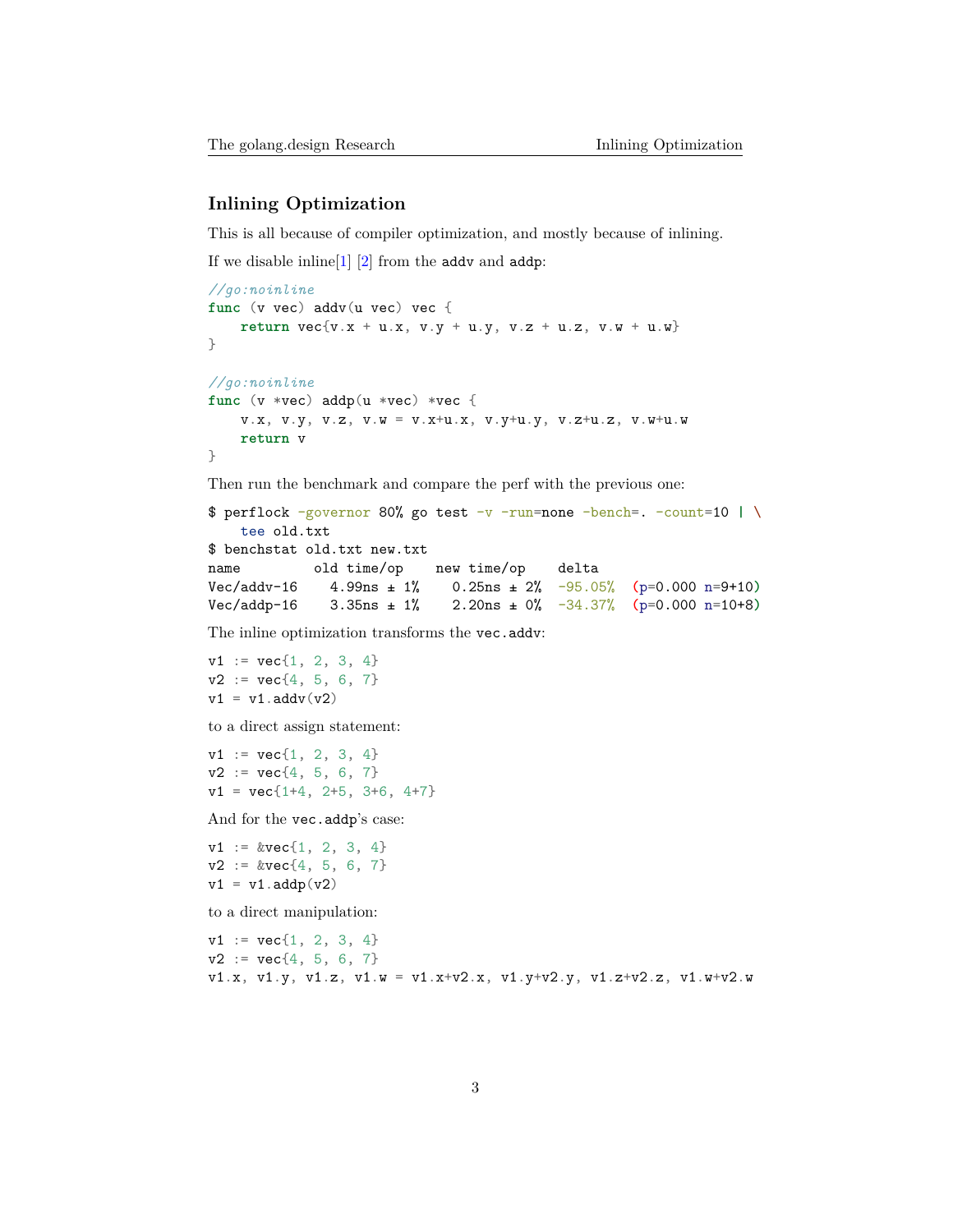## Inlining Optimization

This is all because of compiler optimization, and mostly because of inlining.

If we disable inline[1] [2] from the `addv` and `addp`:

```go
//go:noinline
func (v vec) addv(u vec) vec {
    return vec{v.x + u.x, v.y + u.y, v.z + u.z, v.w + u.w}
}

//go:noinline
func (v *vec) addp(u *vec) *vec {
    v.x, v.y, v.z, v.w = v.x+u.x, v.y+u.y, v.z+u.z, v.w+u.w
    return v
}
```

Then run the benchmark and compare the perf with the previous one:

```
$ perflock -governor 80% go test -v -run=none -bench=. -count=10 | \
    tee old.txt
$ benchstat old.txt new.txt
name         old time/op    new time/op    delta
Vec/addv-16    4.99ns ± 1%    0.25ns ± 2%  -95.05%  (p=0.000 n=9+10)
Vec/addp-16    3.35ns ± 1%    2.20ns ± 0%  -34.37%  (p=0.000 n=10+8)
```

The inline optimization transforms the `vec.addv`:

```go
v1 := vec{1, 2, 3, 4}
v2 := vec{4, 5, 6, 7}
v1 = v1.addv(v2)
```

to a direct assign statement:

```go
v1 := vec{1, 2, 3, 4}
v2 := vec{4, 5, 6, 7}
v1 = vec{1+4, 2+5, 3+6, 4+7}
```

And for the `vec.addp`'s case:

```go
v1 := &vec{1, 2, 3, 4}
v2 := &vec{4, 5, 6, 7}
v1 = v1.addp(v2)
```

to a direct manipulation:

```go
v1 := vec{1, 2, 3, 4}
v2 := vec{4, 5, 6, 7}
v1.x, v1.y, v1.z, v1.w = v1.x+v2.x, v1.y+v2.y, v1.z+v2.z, v1.w+v2.w
```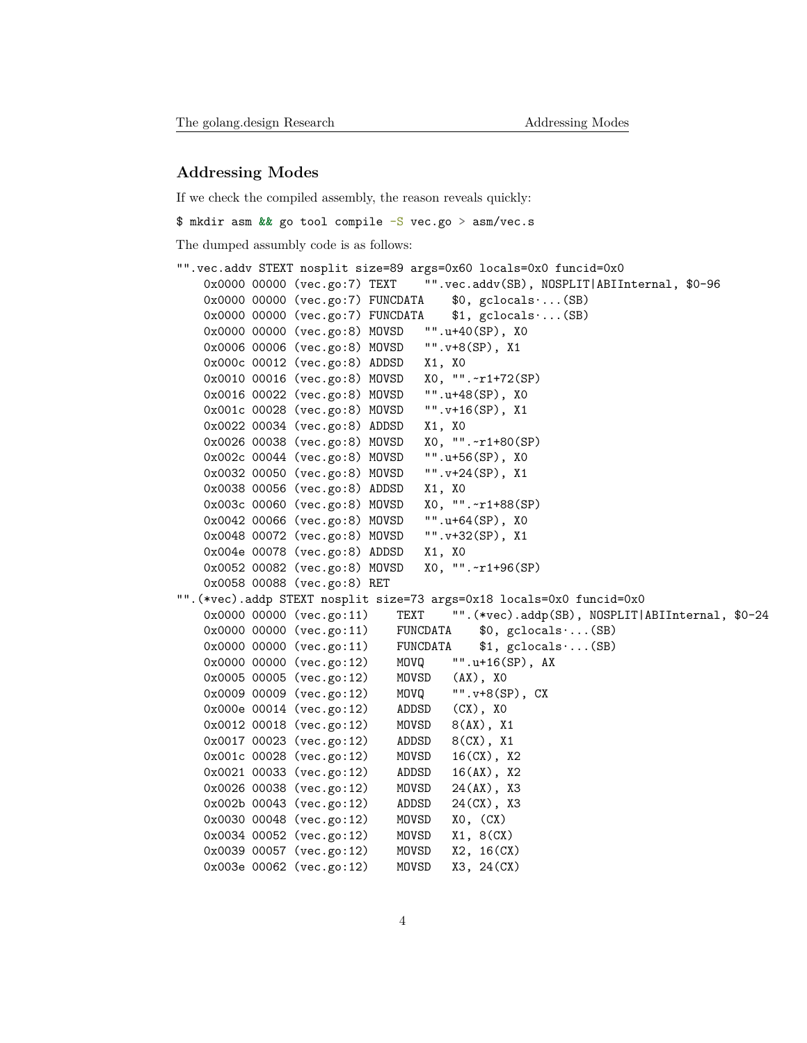## Addressing Modes

If we check the compiled assembly, the reason reveals quickly:

```
$ mkdir asm && go tool compile -S vec.go > asm/vec.s
```

The dumped assumbly code is as follows:

```
"".vec.addv STEXT nosplit size=89 args=0x60 locals=0x0 funcid=0x0
    0x0000 00000 (vec.go:7) TEXT    "".vec.addv(SB), NOSPLIT|ABIInternal, $0-96
    0x0000 00000 (vec.go:7) FUNCDATA    $0, gclocals·...(SB)
    0x0000 00000 (vec.go:7) FUNCDATA    $1, gclocals·...(SB)
    0x0000 00000 (vec.go:8) MOVSD   "".u+40(SP), X0
    0x0006 00006 (vec.go:8) MOVSD   "".v+8(SP), X1
    0x000c 00012 (vec.go:8) ADDSD   X1, X0
    0x0010 00016 (vec.go:8) MOVSD   X0, "".~r1+72(SP)
    0x0016 00022 (vec.go:8) MOVSD   "".u+48(SP), X0
    0x001c 00028 (vec.go:8) MOVSD   "".v+16(SP), X1
    0x0022 00034 (vec.go:8) ADDSD   X1, X0
    0x0026 00038 (vec.go:8) MOVSD   X0, "".~r1+80(SP)
    0x002c 00044 (vec.go:8) MOVSD   "".u+56(SP), X0
    0x0032 00050 (vec.go:8) MOVSD   "".v+24(SP), X1
    0x0038 00056 (vec.go:8) ADDSD   X1, X0
    0x003c 00060 (vec.go:8) MOVSD   X0, "".~r1+88(SP)
    0x0042 00066 (vec.go:8) MOVSD   "".u+64(SP), X0
    0x0048 00072 (vec.go:8) MOVSD   "".v+32(SP), X1
    0x004e 00078 (vec.go:8) ADDSD   X1, X0
    0x0052 00082 (vec.go:8) MOVSD   X0, "".~r1+96(SP)
    0x0058 00088 (vec.go:8) RET
"".(*vec).addp STEXT nosplit size=73 args=0x18 locals=0x0 funcid=0x0
    0x0000 00000 (vec.go:11)    TEXT    "".(*vec).addp(SB), NOSPLIT|ABIInternal, $0-24
    0x0000 00000 (vec.go:11)    FUNCDATA    $0, gclocals·...(SB)
    0x0000 00000 (vec.go:11)    FUNCDATA    $1, gclocals·...(SB)
    0x0000 00000 (vec.go:12)    MOVQ    "".u+16(SP), AX
    0x0005 00005 (vec.go:12)    MOVSD   (AX), X0
    0x0009 00009 (vec.go:12)    MOVQ    "".v+8(SP), CX
    0x000e 00014 (vec.go:12)    ADDSD   (CX), X0
    0x0012 00018 (vec.go:12)    MOVSD   8(AX), X1
    0x0017 00023 (vec.go:12)    ADDSD   8(CX), X1
    0x001c 00028 (vec.go:12)    MOVSD   16(CX), X2
    0x0021 00033 (vec.go:12)    ADDSD   16(AX), X2
    0x0026 00038 (vec.go:12)    MOVSD   24(AX), X3
    0x002b 00043 (vec.go:12)    ADDSD   24(CX), X3
    0x0030 00048 (vec.go:12)    MOVSD   X0, (CX)
    0x0034 00052 (vec.go:12)    MOVSD   X1, 8(CX)
    0x0039 00057 (vec.go:12)    MOVSD   X2, 16(CX)
    0x003e 00062 (vec.go:12)    MOVSD   X3, 24(CX)
```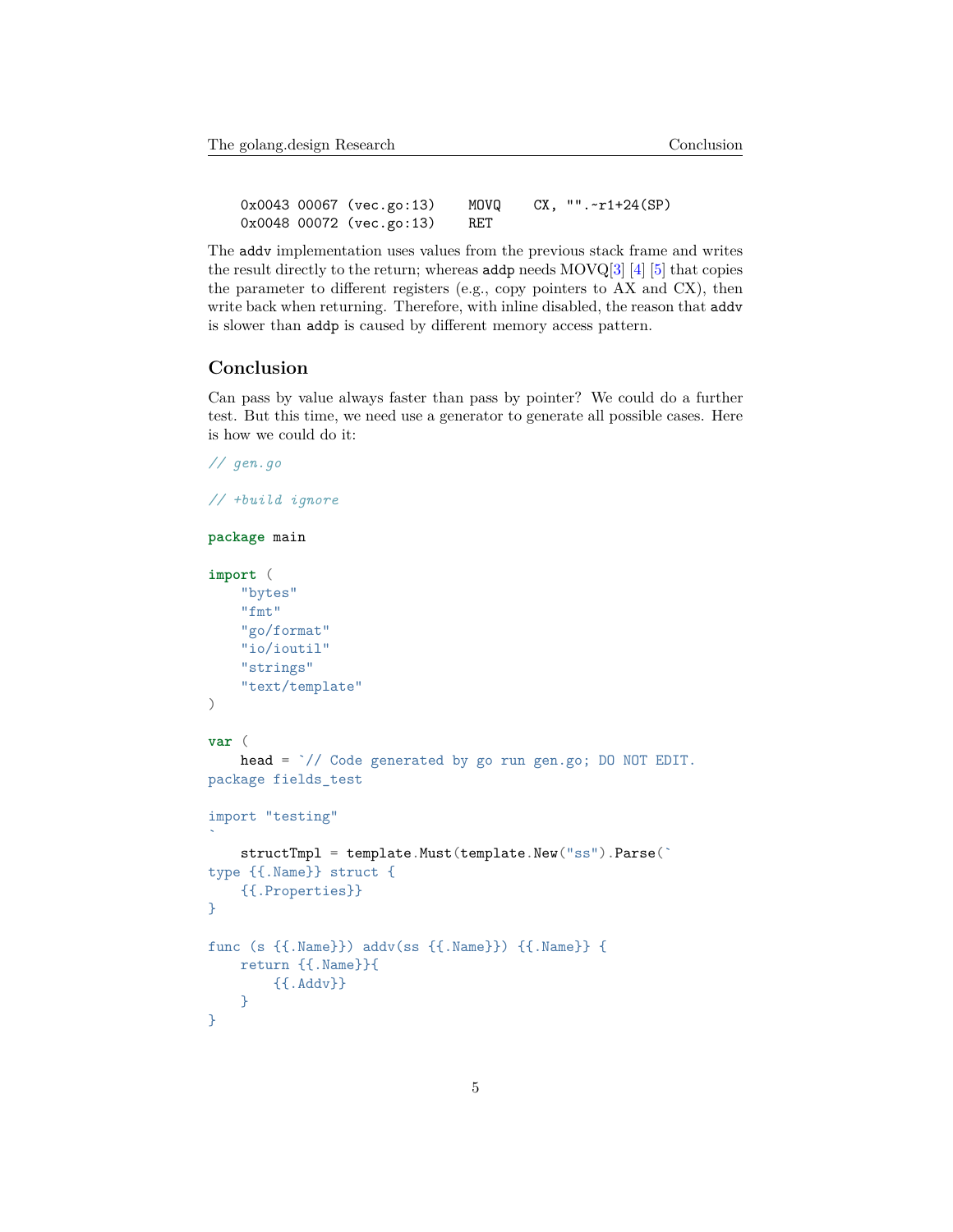```
    0x0043 00067 (vec.go:13)    MOVQ    CX, "".~r1+24(SP)
    0x0048 00072 (vec.go:13)    RET
```

The `addv` implementation uses values from the previous stack frame and writes the result directly to the return; whereas `addp` needs MOVQ[3] [4] [5] that copies the parameter to different registers (e.g., copy pointers to AX and CX), then write back when returning. Therefore, with inline disabled, the reason that `addv` is slower than `addp` is caused by different memory access pattern.

## Conclusion

Can pass by value always faster than pass by pointer? We could do a further test. But this time, we need use a generator to generate all possible cases. Here is how we could do it:

```go
// gen.go

// +build ignore

package main

import (
    "bytes"
    "fmt"
    "go/format"
    "io/ioutil"
    "strings"
    "text/template"
)

var (
    head = `// Code generated by go run gen.go; DO NOT EDIT.
package fields_test

import "testing"
`
    structTmpl = template.Must(template.New("ss").Parse(`
type {{.Name}} struct {
    {{.Properties}}
}

func (s {{.Name}}) addv(ss {{.Name}}) {{.Name}} {
    return {{.Name}}{
        {{.Addv}}
    }
}
```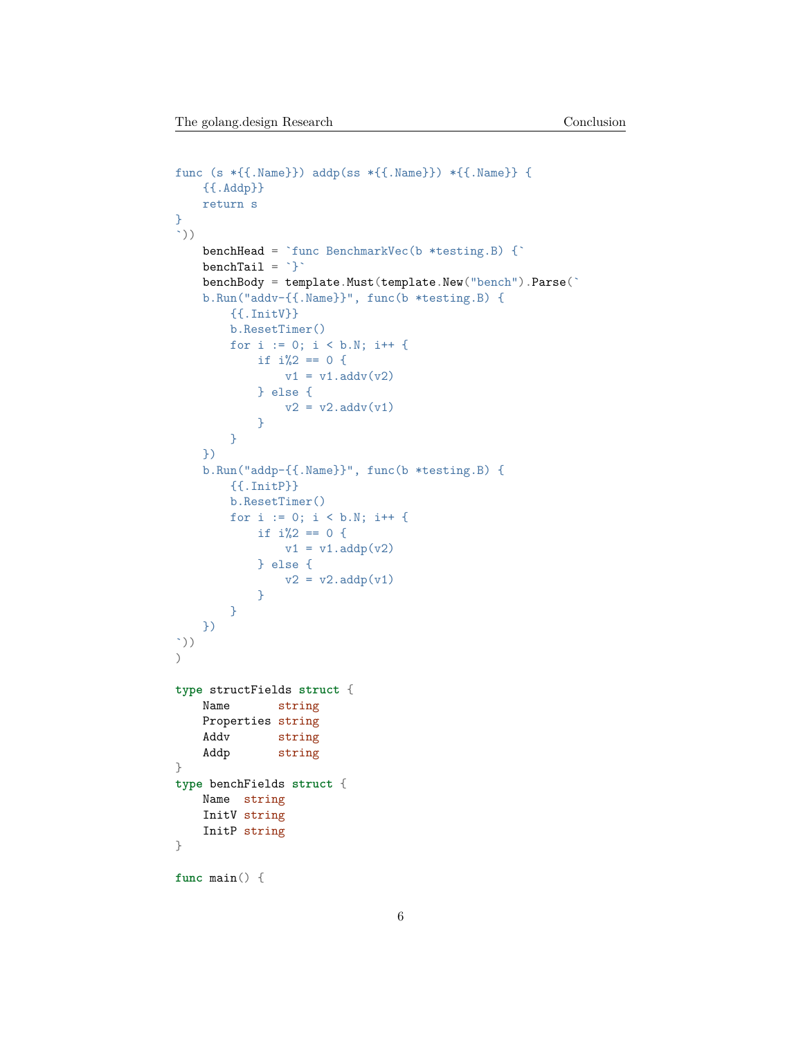```go
func (s *{{.Name}}) addp(ss *{{.Name}}) *{{.Name}} {
    {{.Addp}}
    return s
}
`))
    benchHead = `func BenchmarkVec(b *testing.B) {`
    benchTail = `}`
    benchBody = template.Must(template.New("bench").Parse(`
    b.Run("addv-{{.Name}}", func(b *testing.B) {
        {{.InitV}}
        b.ResetTimer()
        for i := 0; i < b.N; i++ {
            if i%2 == 0 {
                v1 = v1.addv(v2)
            } else {
                v2 = v2.addv(v1)
            }
        }
    })
    b.Run("addp-{{.Name}}", func(b *testing.B) {
        {{.InitP}}
        b.ResetTimer()
        for i := 0; i < b.N; i++ {
            if i%2 == 0 {
                v1 = v1.addp(v2)
            } else {
                v2 = v2.addp(v1)
            }
        }
    })
`))
)

type structFields struct {
    Name       string
    Properties string
    Addv       string
    Addp       string
}
type benchFields struct {
    Name  string
    InitV string
    InitP string
}

func main() {
```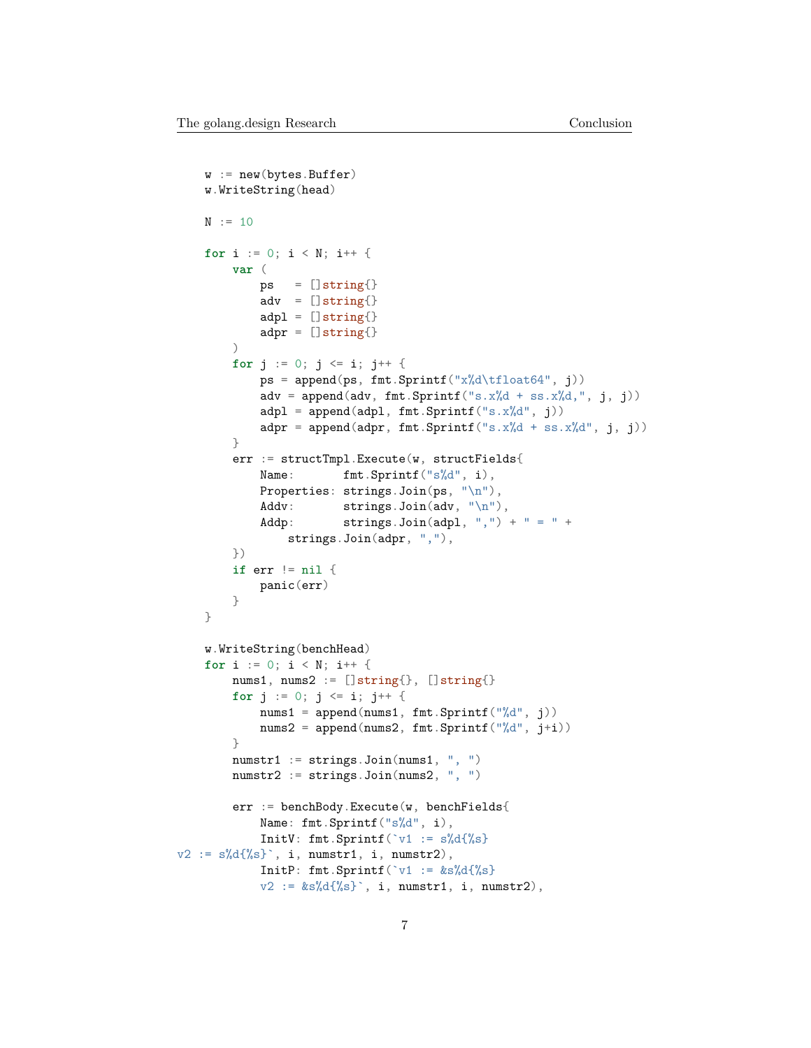```go
	w := new(bytes.Buffer)
	w.WriteString(head)

	N := 10

	for i := 0; i < N; i++ {
		var (
			ps   = []string{}
			adv  = []string{}
			adpl = []string{}
			adpr = []string{}
		)
		for j := 0; j <= i; j++ {
			ps = append(ps, fmt.Sprintf("x%d\tfloat64", j))
			adv = append(adv, fmt.Sprintf("s.x%d + ss.x%d,", j, j))
			adpl = append(adpl, fmt.Sprintf("s.x%d", j))
			adpr = append(adpr, fmt.Sprintf("s.x%d + ss.x%d", j, j))
		}
		err := structTmpl.Execute(w, structFields{
			Name:       fmt.Sprintf("s%d", i),
			Properties: strings.Join(ps, "\n"),
			Addv:       strings.Join(adv, "\n"),
			Addp:       strings.Join(adpl, ",") + " = " +
				strings.Join(adpr, ","),
		})
		if err != nil {
			panic(err)
		}
	}

	w.WriteString(benchHead)
	for i := 0; i < N; i++ {
		nums1, nums2 := []string{}, []string{}
		for j := 0; j <= i; j++ {
			nums1 = append(nums1, fmt.Sprintf("%d", j))
			nums2 = append(nums2, fmt.Sprintf("%d", j+i))
		}
		numstr1 := strings.Join(nums1, ", ")
		numstr2 := strings.Join(nums2, ", ")

		err := benchBody.Execute(w, benchFields{
			Name: fmt.Sprintf("s%d", i),
			InitV: fmt.Sprintf(`v1 := s%d{%s}
v2 := s%d{%s}`, i, numstr1, i, numstr2),
			InitP: fmt.Sprintf(`v1 := &s%d{%s}
			v2 := &s%d{%s}`, i, numstr1, i, numstr2),
```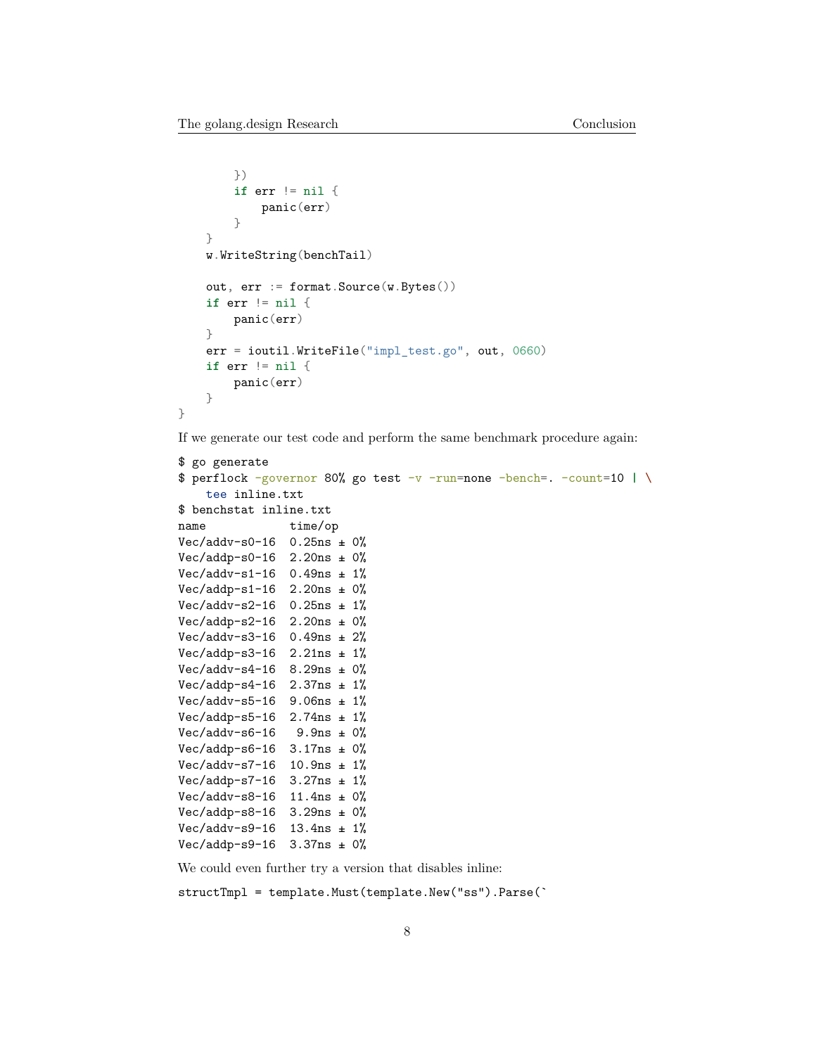```go
		})
		if err != nil {
			panic(err)
		}
	}
	w.WriteString(benchTail)

	out, err := format.Source(w.Bytes())
	if err != nil {
		panic(err)
	}
	err = ioutil.WriteFile("impl_test.go", out, 0660)
	if err != nil {
		panic(err)
	}
}
```

If we generate our test code and perform the same benchmark procedure again:

```
$ go generate
$ perflock -governor 80% go test -v -run=none -bench=. -count=10 | \
    tee inline.txt
$ benchstat inline.txt
name            time/op
Vec/addv-s0-16  0.25ns ± 0%
Vec/addp-s0-16  2.20ns ± 0%
Vec/addv-s1-16  0.49ns ± 1%
Vec/addp-s1-16  2.20ns ± 0%
Vec/addv-s2-16  0.25ns ± 1%
Vec/addp-s2-16  2.20ns ± 0%
Vec/addv-s3-16  0.49ns ± 2%
Vec/addp-s3-16  2.21ns ± 1%
Vec/addv-s4-16  8.29ns ± 0%
Vec/addp-s4-16  2.37ns ± 1%
Vec/addv-s5-16  9.06ns ± 1%
Vec/addp-s5-16  2.74ns ± 1%
Vec/addv-s6-16   9.9ns ± 0%
Vec/addp-s6-16  3.17ns ± 0%
Vec/addv-s7-16  10.9ns ± 1%
Vec/addp-s7-16  3.27ns ± 1%
Vec/addv-s8-16  11.4ns ± 0%
Vec/addp-s8-16  3.29ns ± 0%
Vec/addv-s9-16  13.4ns ± 1%
Vec/addp-s9-16  3.37ns ± 0%
```

We could even further try a version that disables inline:

```go
structTmpl = template.Must(template.New("ss").Parse(`
```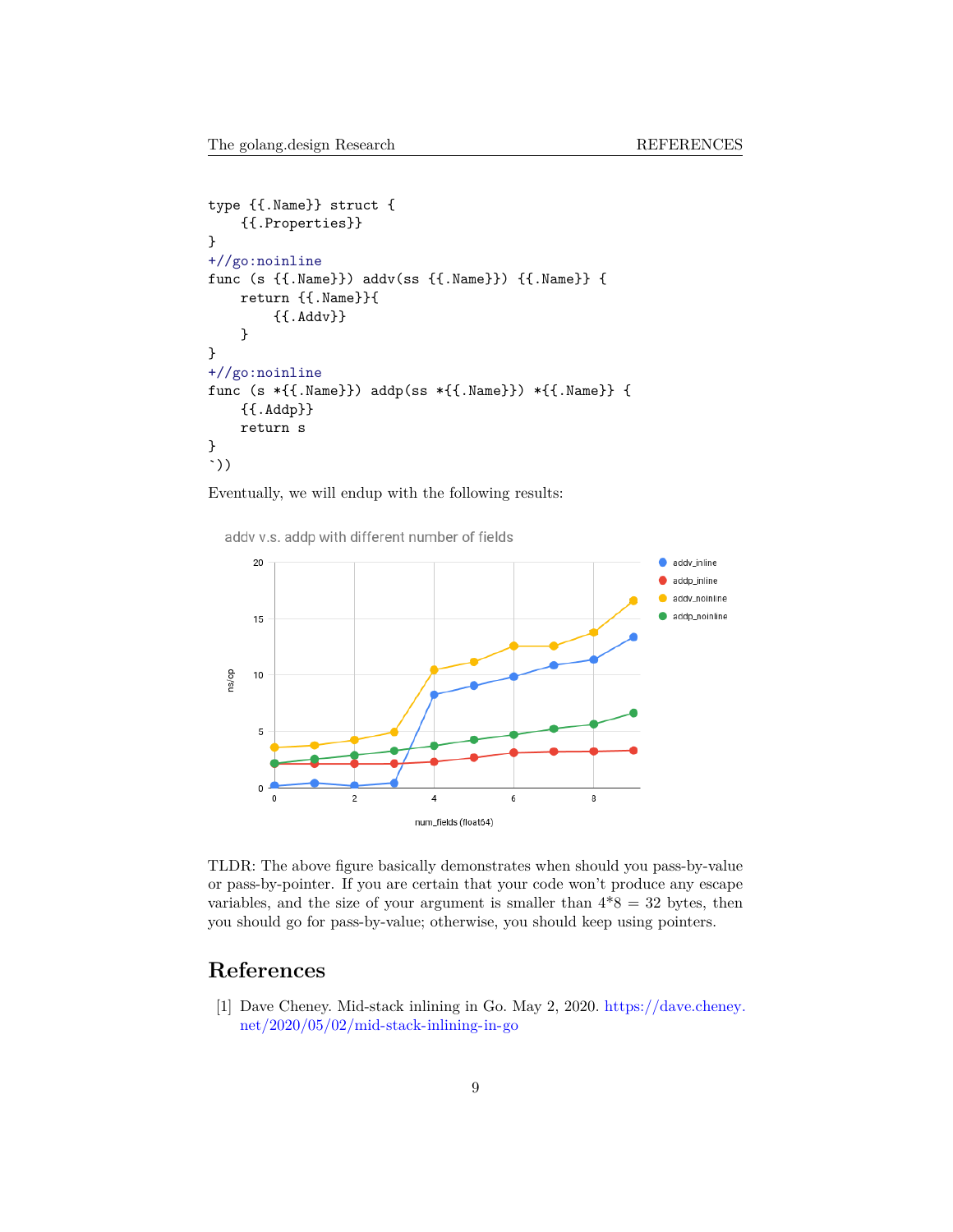```
type {{.Name}} struct {
    {{.Properties}}
}
+//go:noinline
func (s {{.Name}}) addv(ss {{.Name}}) {{.Name}} {
    return {{.Name}}{
        {{.Addv}}
    }
}
+//go:noinline
func (s *{{.Name}}) addp(ss *{{.Name}}) *{{.Name}} {
    {{.Addp}}
    return s
}
`))
```

Eventually, we will endup with the following results:

TLDR: The above figure basically demonstrates when should you pass-by-value or pass-by-pointer. If you are certain that your code won't produce any escape variables, and the size of your argument is smaller than 4*8 = 32 bytes, then you should go for pass-by-value; otherwise, you should keep using pointers.

# References

[1] Dave Cheney. Mid-stack inlining in Go. May 2, 2020. https://dave.cheney.net/2020/05/02/mid-stack-inlining-in-go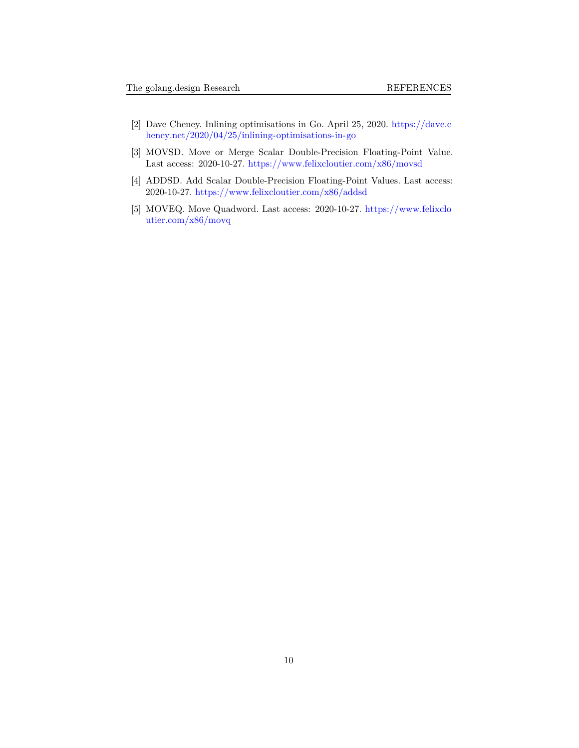[2] Dave Cheney. Inlining optimisations in Go. April 25, 2020. https://dave.cheney.net/2020/04/25/inlining-optimisations-in-go

[3] MOVSD. Move or Merge Scalar Double-Precision Floating-Point Value. Last access: 2020-10-27. https://www.felixcloutier.com/x86/movsd

[4] ADDSD. Add Scalar Double-Precision Floating-Point Values. Last access: 2020-10-27. https://www.felixcloutier.com/x86/addsd

[5] MOVEQ. Move Quadword. Last access: 2020-10-27. https://www.felixcloutier.com/x86/movq